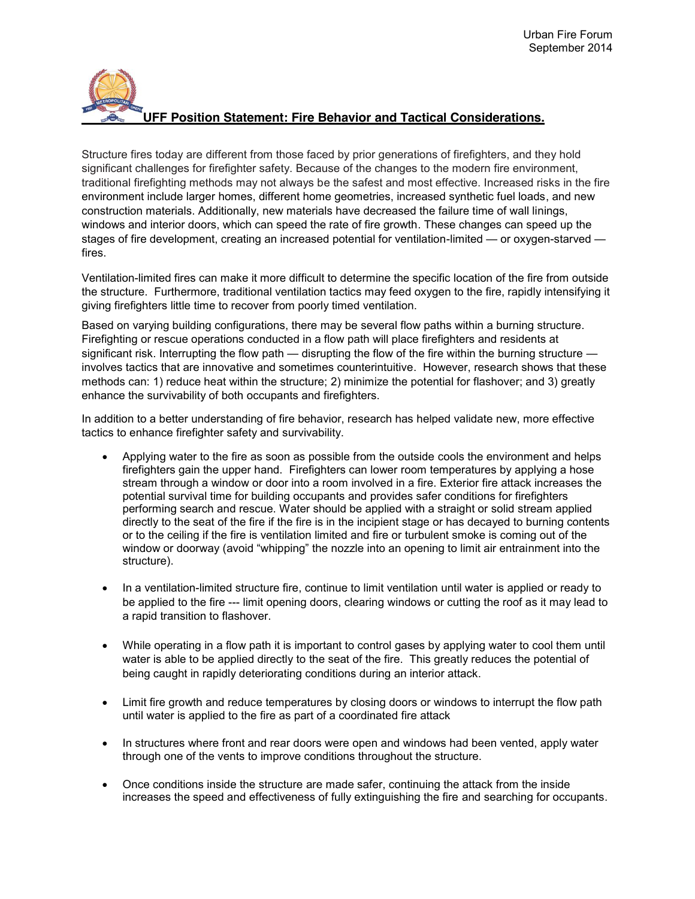Urban Fire Forum
September 2014

# UFF Position Statement: Fire Behavior and Tactical Considerations.

Structure fires today are different from those faced by prior generations of firefighters, and they hold significant challenges for firefighter safety. Because of the changes to the modern fire environment, traditional firefighting methods may not always be the safest and most effective. Increased risks in the fire environment include larger homes, different home geometries, increased synthetic fuel loads, and new construction materials. Additionally, new materials have decreased the failure time of wall linings, windows and interior doors, which can speed the rate of fire growth. These changes can speed up the stages of fire development, creating an increased potential for ventilation-limited — or oxygen-starved — fires.

Ventilation-limited fires can make it more difficult to determine the specific location of the fire from outside the structure. Furthermore, traditional ventilation tactics may feed oxygen to the fire, rapidly intensifying it giving firefighters little time to recover from poorly timed ventilation.

Based on varying building configurations, there may be several flow paths within a burning structure. Firefighting or rescue operations conducted in a flow path will place firefighters and residents at significant risk. Interrupting the flow path — disrupting the flow of the fire within the burning structure — involves tactics that are innovative and sometimes counterintuitive. However, research shows that these methods can: 1) reduce heat within the structure; 2) minimize the potential for flashover; and 3) greatly enhance the survivability of both occupants and firefighters.

In addition to a better understanding of fire behavior, research has helped validate new, more effective tactics to enhance firefighter safety and survivability.

- Applying water to the fire as soon as possible from the outside cools the environment and helps firefighters gain the upper hand. Firefighters can lower room temperatures by applying a hose stream through a window or door into a room involved in a fire. Exterior fire attack increases the potential survival time for building occupants and provides safer conditions for firefighters performing search and rescue. Water should be applied with a straight or solid stream applied directly to the seat of the fire if the fire is in the incipient stage or has decayed to burning contents or to the ceiling if the fire is ventilation limited and fire or turbulent smoke is coming out of the window or doorway (avoid "whipping" the nozzle into an opening to limit air entrainment into the structure).

- In a ventilation-limited structure fire, continue to limit ventilation until water is applied or ready to be applied to the fire --- limit opening doors, clearing windows or cutting the roof as it may lead to a rapid transition to flashover.

- While operating in a flow path it is important to control gases by applying water to cool them until water is able to be applied directly to the seat of the fire. This greatly reduces the potential of being caught in rapidly deteriorating conditions during an interior attack.

- Limit fire growth and reduce temperatures by closing doors or windows to interrupt the flow path until water is applied to the fire as part of a coordinated fire attack

- In structures where front and rear doors were open and windows had been vented, apply water through one of the vents to improve conditions throughout the structure.

- Once conditions inside the structure are made safer, continuing the attack from the inside increases the speed and effectiveness of fully extinguishing the fire and searching for occupants.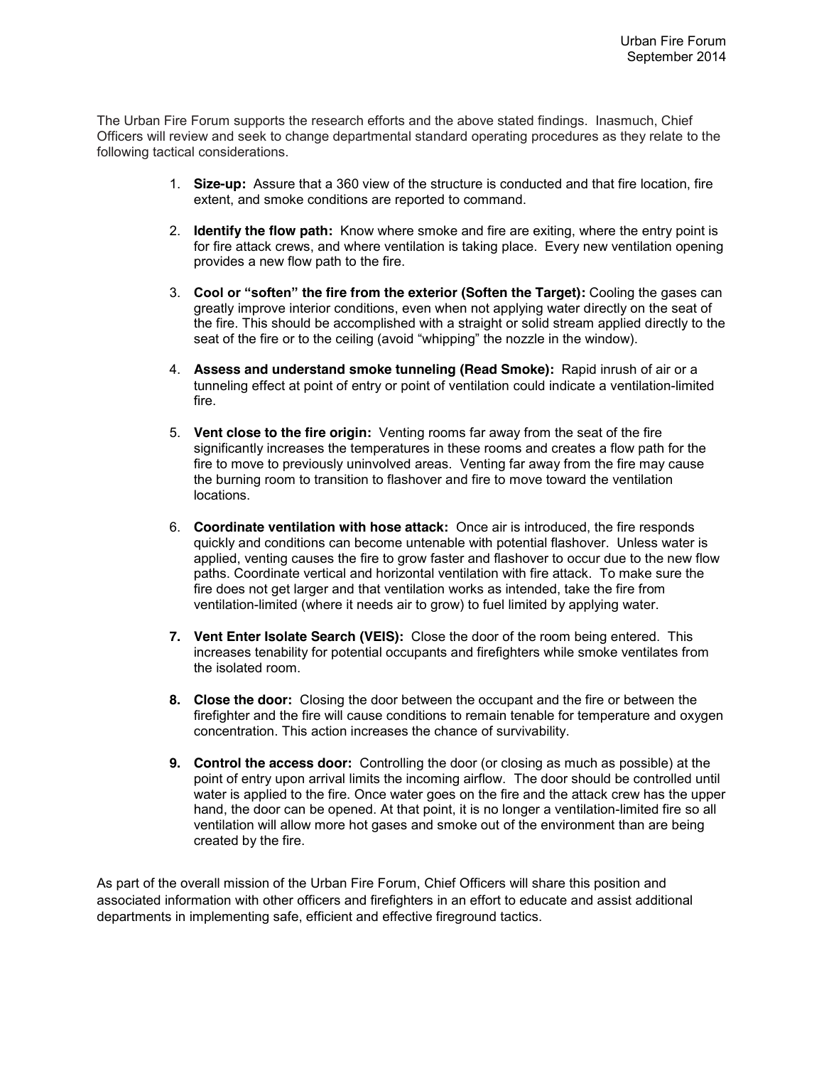The Urban Fire Forum supports the research efforts and the above stated findings. Inasmuch, Chief Officers will review and seek to change departmental standard operating procedures as they relate to the following tactical considerations.

1. **Size-up:** Assure that a 360 view of the structure is conducted and that fire location, fire extent, and smoke conditions are reported to command.

2. **Identify the flow path:** Know where smoke and fire are exiting, where the entry point is for fire attack crews, and where ventilation is taking place. Every new ventilation opening provides a new flow path to the fire.

3. **Cool or "soften" the fire from the exterior (Soften the Target):** Cooling the gases can greatly improve interior conditions, even when not applying water directly on the seat of the fire. This should be accomplished with a straight or solid stream applied directly to the seat of the fire or to the ceiling (avoid "whipping" the nozzle in the window).

4. **Assess and understand smoke tunneling (Read Smoke):** Rapid inrush of air or a tunneling effect at point of entry or point of ventilation could indicate a ventilation-limited fire.

5. **Vent close to the fire origin:** Venting rooms far away from the seat of the fire significantly increases the temperatures in these rooms and creates a flow path for the fire to move to previously uninvolved areas. Venting far away from the fire may cause the burning room to transition to flashover and fire to move toward the ventilation locations.

6. **Coordinate ventilation with hose attack:** Once air is introduced, the fire responds quickly and conditions can become untenable with potential flashover. Unless water is applied, venting causes the fire to grow faster and flashover to occur due to the new flow paths. Coordinate vertical and horizontal ventilation with fire attack. To make sure the fire does not get larger and that ventilation works as intended, take the fire from ventilation-limited (where it needs air to grow) to fuel limited by applying water.

7. **Vent Enter Isolate Search (VEIS):** Close the door of the room being entered. This increases tenability for potential occupants and firefighters while smoke ventilates from the isolated room.

8. **Close the door:** Closing the door between the occupant and the fire or between the firefighter and the fire will cause conditions to remain tenable for temperature and oxygen concentration. This action increases the chance of survivability.

9. **Control the access door:** Controlling the door (or closing as much as possible) at the point of entry upon arrival limits the incoming airflow. The door should be controlled until water is applied to the fire. Once water goes on the fire and the attack crew has the upper hand, the door can be opened. At that point, it is no longer a ventilation-limited fire so all ventilation will allow more hot gases and smoke out of the environment than are being created by the fire.

As part of the overall mission of the Urban Fire Forum, Chief Officers will share this position and associated information with other officers and firefighters in an effort to educate and assist additional departments in implementing safe, efficient and effective fireground tactics.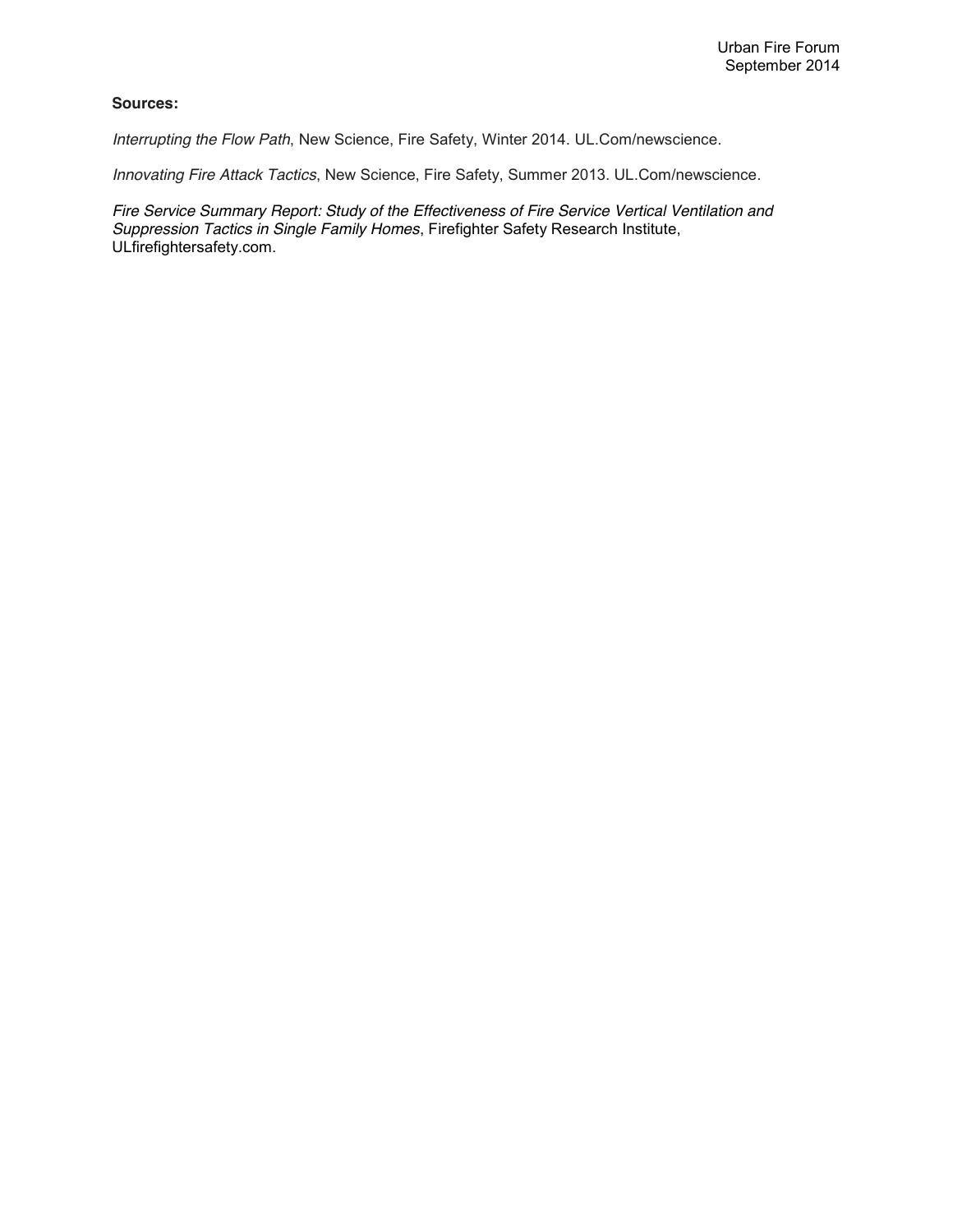**Sources:**

*Interrupting the Flow Path*, New Science, Fire Safety, Winter 2014. UL.Com/newscience.

*Innovating Fire Attack Tactics*, New Science, Fire Safety, Summer 2013. UL.Com/newscience.

*Fire Service Summary Report: Study of the Effectiveness of Fire Service Vertical Ventilation and Suppression Tactics in Single Family Homes*, Firefighter Safety Research Institute, ULfirefightersafety.com.